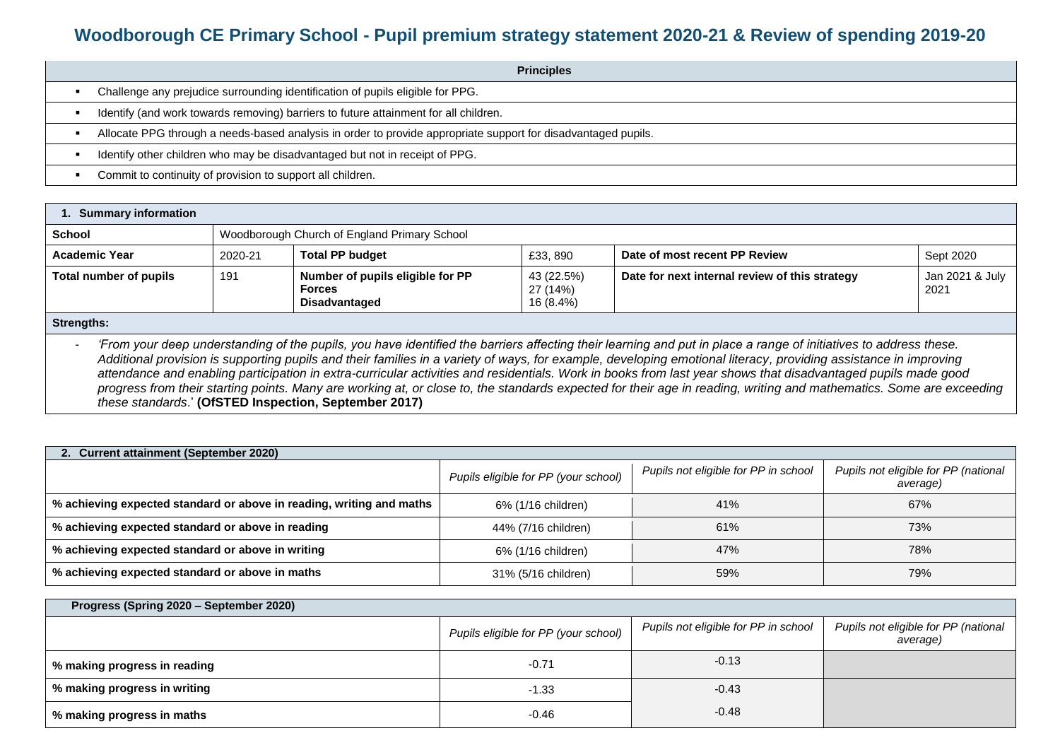# Woodborough CE Primary School - Pupil premium strategy statement 2020-21 & Review of spending 2019-20

| Principles |
|---|
| ▪ Challenge any prejudice surrounding identification of pupils eligible for PPG. |
| ▪ Identify (and work towards removing) barriers to future attainment for all children. |
| ▪ Allocate PPG through a needs-based analysis in order to provide appropriate support for disadvantaged pupils. |
| ▪ Identify other children who may be disadvantaged but not in receipt of PPG. |
| ▪ Commit to continuity of provision to support all children. |

| **1. Summary information** | | | | | |
|---|---|---|---|---|---|
| **School** | Woodborough Church of England Primary School | | | | |
| **Academic Year** | 2020-21 | **Total PP budget** | £33, 890 | **Date of most recent PP Review** | Sept 2020 |
| **Total number of pupils** | 191 | **Number of pupils eligible for PP**<br>**Forces**<br>**Disadvantaged** | 43 (22.5%)<br>27 (14%)<br>16 (8.4%) | **Date for next internal review of this strategy** | Jan 2021 & July 2021 |
| **Strengths:** | | | | | |
| - *'From your deep understanding of the pupils, you have identified the barriers affecting their learning and put in place a range of initiatives to address these. Additional provision is supporting pupils and their families in a variety of ways, for example, developing emotional literacy, providing assistance in improving attendance and enabling participation in extra-curricular activities and residentials. Work in books from last year shows that disadvantaged pupils made good progress from their starting points. Many are working at, or close to, the standards expected for their age in reading, writing and mathematics. Some are exceeding these standards*.' **(OfSTED Inspection, September 2017)** | | | | | |

| **2. Current attainment (September 2020)** | *Pupils eligible for PP (your school)* | *Pupils not eligible for PP in school* | *Pupils not eligible for PP (national average)* |
|---|---|---|---|
| **% achieving expected standard or above in reading, writing and maths** | 6% (1/16 children) | 41% | 67% |
| **% achieving expected standard or above in reading** | 44% (7/16 children) | 61% | 73% |
| **% achieving expected standard or above in writing** | 6% (1/16 children) | 47% | 78% |
| **% achieving expected standard or above in maths** | 31% (5/16 children) | 59% | 79% |

| **Progress (Spring 2020 – September 2020)** | *Pupils eligible for PP (your school)* | *Pupils not eligible for PP in school* | *Pupils not eligible for PP (national average)* |
|---|---|---|---|
| **% making progress in reading** | -0.71 | -0.13 | |
| **% making progress in writing** | -1.33 | -0.43 | |
| **% making progress in maths** | -0.46 | -0.48 | |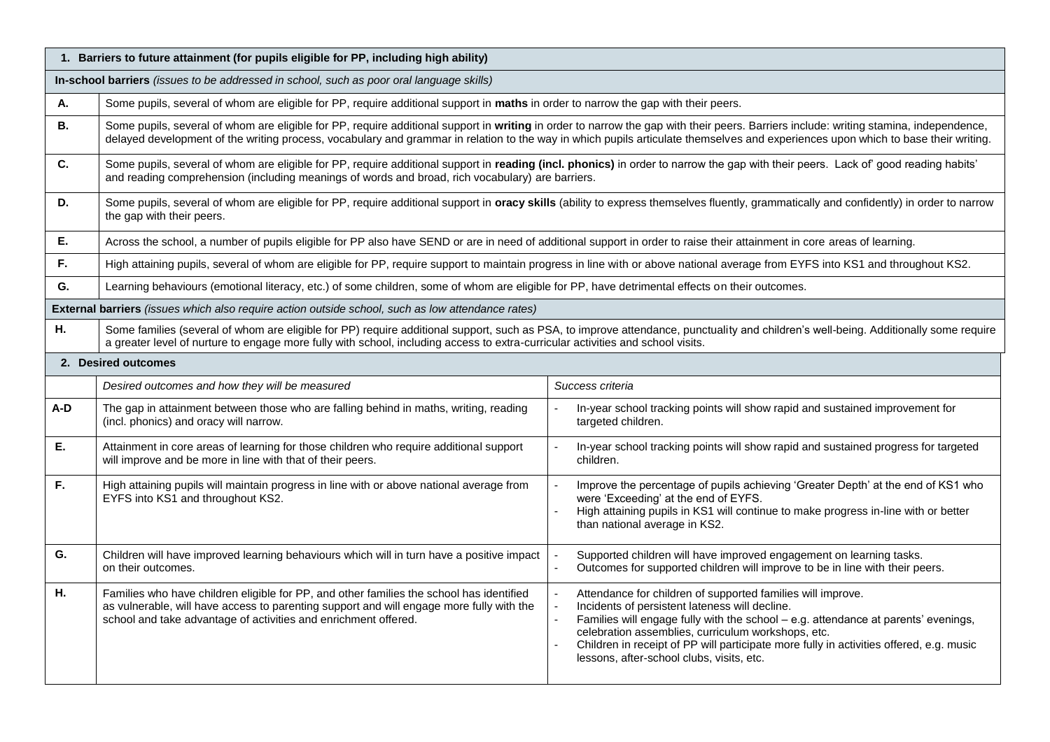## 1. Barriers to future attainment (for pupils eligible for PP, including high ability)

**In-school barriers** *(issues to be addressed in school, such as poor oral language skills)*

| | |
|---|---|
| **A.** | Some pupils, several of whom are eligible for PP, require additional support in **maths** in order to narrow the gap with their peers. |
| **B.** | Some pupils, several of whom are eligible for PP, require additional support in **writing** in order to narrow the gap with their peers. Barriers include: writing stamina, independence, delayed development of the writing process, vocabulary and grammar in relation to the way in which pupils articulate themselves and experiences upon which to base their writing. |
| **C.** | Some pupils, several of whom are eligible for PP, require additional support in **reading (incl. phonics)** in order to narrow the gap with their peers. Lack of' good reading habits' and reading comprehension (including meanings of words and broad, rich vocabulary) are barriers. |
| **D.** | Some pupils, several of whom are eligible for PP, require additional support in **oracy skills** (ability to express themselves fluently, grammatically and confidently) in order to narrow the gap with their peers. |
| **E.** | Across the school, a number of pupils eligible for PP also have SEND or are in need of additional support in order to raise their attainment in core areas of learning. |
| **F.** | High attaining pupils, several of whom are eligible for PP, require support to maintain progress in line with or above national average from EYFS into KS1 and throughout KS2. |
| **G.** | Learning behaviours (emotional literacy, etc.) of some children, some of whom are eligible for PP, have detrimental effects on their outcomes. |

**External barriers** *(issues which also require action outside school, such as low attendance rates)*

| | |
|---|---|
| **H.** | Some families (several of whom are eligible for PP) require additional support, such as PSA, to improve attendance, punctuality and children's well-being. Additionally some require a greater level of nurture to engage more fully with school, including access to extra-curricular activities and school visits. |

## 2. Desired outcomes

| | *Desired outcomes and how they will be measured* | *Success criteria* |
|---|---|---|
| **A-D** | The gap in attainment between those who are falling behind in maths, writing, reading (incl. phonics) and oracy will narrow. | - In-year school tracking points will show rapid and sustained improvement for targeted children. |
| **E.** | Attainment in core areas of learning for those children who require additional support will improve and be more in line with that of their peers. | - In-year school tracking points will show rapid and sustained progress for targeted children. |
| **F.** | High attaining pupils will maintain progress in line with or above national average from EYFS into KS1 and throughout KS2. | - Improve the percentage of pupils achieving 'Greater Depth' at the end of KS1 who were 'Exceeding' at the end of EYFS.<br>- High attaining pupils in KS1 will continue to make progress in-line with or better than national average in KS2. |
| **G.** | Children will have improved learning behaviours which will in turn have a positive impact on their outcomes. | - Supported children will have improved engagement on learning tasks.<br>- Outcomes for supported children will improve to be in line with their peers. |
| **H.** | Families who have children eligible for PP, and other families the school has identified as vulnerable, will have access to parenting support and will engage more fully with the school and take advantage of activities and enrichment offered. | - Attendance for children of supported families will improve.<br>- Incidents of persistent lateness will decline.<br>- Families will engage fully with the school – e.g. attendance at parents' evenings, celebration assemblies, curriculum workshops, etc.<br>- Children in receipt of PP will participate more fully in activities offered, e.g. music lessons, after-school clubs, visits, etc. |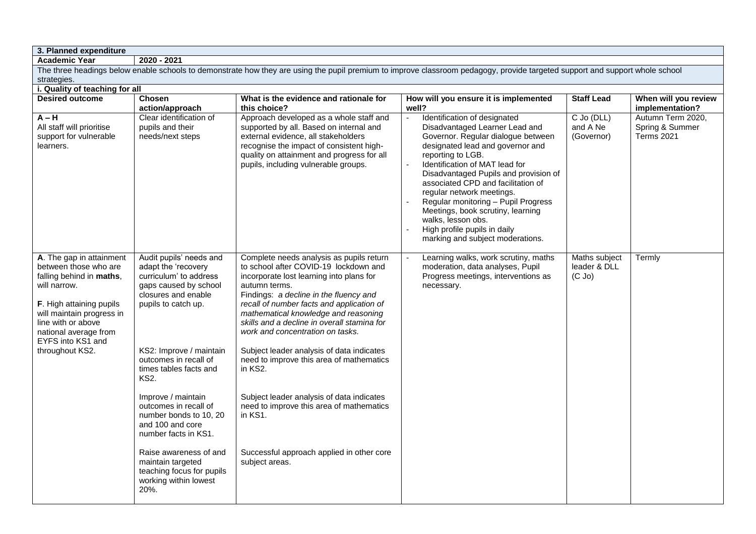| 3. Planned expenditure | | | | | |
|---|---|---|---|---|---|
| **Academic Year** | **2020 - 2021** | | | | |
| The three headings below enable schools to demonstrate how they are using the pupil premium to improve classroom pedagogy, provide targeted support and support whole school strategies. | | | | | |
| **i. Quality of teaching for all** | | | | | |
| **Desired outcome** | **Chosen action/approach** | **What is the evidence and rationale for this choice?** | **How will you ensure it is implemented well?** | **Staff Lead** | **When will you review implementation?** |
| **A – H**<br>All staff will prioritise support for vulnerable learners. | Clear identification of pupils and their needs/next steps | Approach developed as a whole staff and supported by all. Based on internal and external evidence, all stakeholders recognise the impact of consistent high-quality on attainment and progress for all pupils, including vulnerable groups. | - Identification of designated Disadvantaged Learner Lead and Governor. Regular dialogue between designated lead and governor and reporting to LGB.<br>- Identification of MAT lead for Disadvantaged Pupils and provision of associated CPD and facilitation of regular network meetings.<br>- Regular monitoring – Pupil Progress Meetings, book scrutiny, learning walks, lesson obs.<br>- High profile pupils in daily marking and subject moderations. | C Jo (DLL) and A Ne (Governor) | Autumn Term 2020, Spring & Summer Terms 2021 |
| **A**. The gap in attainment between those who are falling behind in **maths**, will narrow.<br><br>**F**. High attaining pupils will maintain progress in line with or above national average from EYFS into KS1 and throughout KS2. | Audit pupils' needs and adapt the 'recovery curriculum' to address gaps caused by school closures and enable pupils to catch up.<br><br>KS2: Improve / maintain outcomes in recall of times tables facts and KS2.<br><br>Improve / maintain outcomes in recall of number bonds to 10, 20 and 100 and core number facts in KS1.<br><br>Raise awareness of and maintain targeted teaching focus for pupils working within lowest 20%. | Complete needs analysis as pupils return to school after COVID-19 lockdown and incorporate lost learning into plans for autumn terms.<br>Findings: *a decline in the fluency and recall of number facts and application of mathematical knowledge and reasoning skills and a decline in overall stamina for work and concentration on tasks.*<br><br>Subject leader analysis of data indicates need to improve this area of mathematics in KS2.<br><br>Subject leader analysis of data indicates need to improve this area of mathematics in KS1.<br><br>Successful approach applied in other core subject areas. | - Learning walks, work scrutiny, maths moderation, data analyses, Pupil Progress meetings, interventions as necessary. | Maths subject leader & DLL (C Jo) | Termly |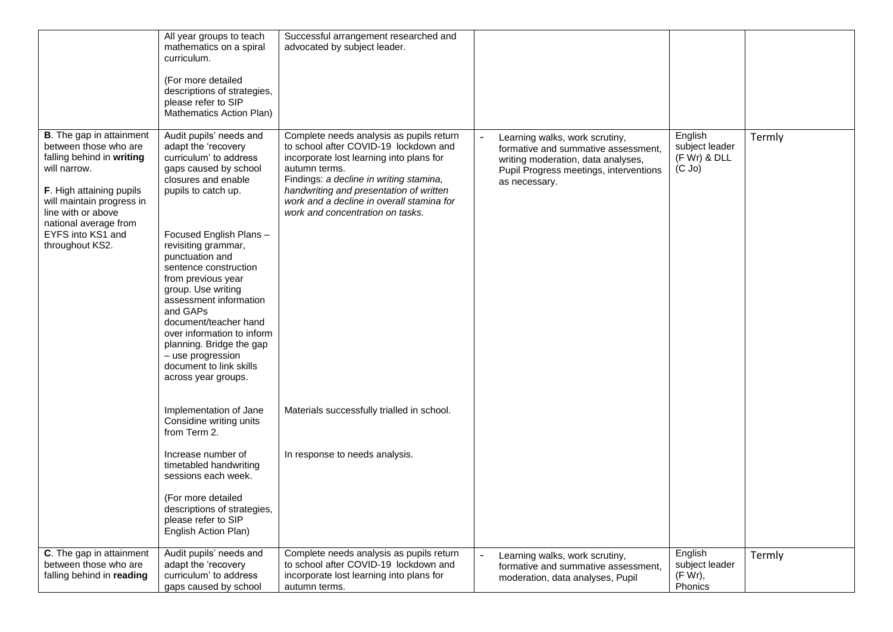| | | | | | |
|---|---|---|---|---|---|
| | All year groups to teach mathematics on a spiral curriculum.<br><br>(For more detailed descriptions of strategies, please refer to SIP Mathematics Action Plan) | Successful arrangement researched and advocated by subject leader. | | | |
| **B**. The gap in attainment between those who are falling behind in **writing** will narrow.<br><br>**F**. High attaining pupils will maintain progress in line with or above national average from EYFS into KS1 and throughout KS2. | Audit pupils' needs and adapt the 'recovery curriculum' to address gaps caused by school closures and enable pupils to catch up.<br><br>Focused English Plans – revisiting grammar, punctuation and sentence construction from previous year group. Use writing assessment information and GAPs document/teacher hand over information to inform planning. Bridge the gap – use progression document to link skills across year groups.<br><br>Implementation of Jane Considine writing units from Term 2.<br><br>Increase number of timetabled handwriting sessions each week.<br><br>(For more detailed descriptions of strategies, please refer to SIP English Action Plan) | Complete needs analysis as pupils return to school after COVID-19 lockdown and incorporate lost learning into plans for autumn terms.<br>Findings: *a decline in writing stamina, handwriting and presentation of written work and a decline in overall stamina for work and concentration on tasks.*<br><br>Materials successfully trialled in school.<br><br>In response to needs analysis. | - Learning walks, work scrutiny, formative and summative assessment, writing moderation, data analyses, Pupil Progress meetings, interventions as necessary. | English subject leader (F Wr) & DLL (C Jo) | Termly |
| **C**. The gap in attainment between those who are falling behind in **reading** | Audit pupils' needs and adapt the 'recovery curriculum' to address gaps caused by school | Complete needs analysis as pupils return to school after COVID-19 lockdown and incorporate lost learning into plans for autumn terms. | - Learning walks, work scrutiny, formative and summative assessment, moderation, data analyses, Pupil | English subject leader (F Wr), Phonics | Termly |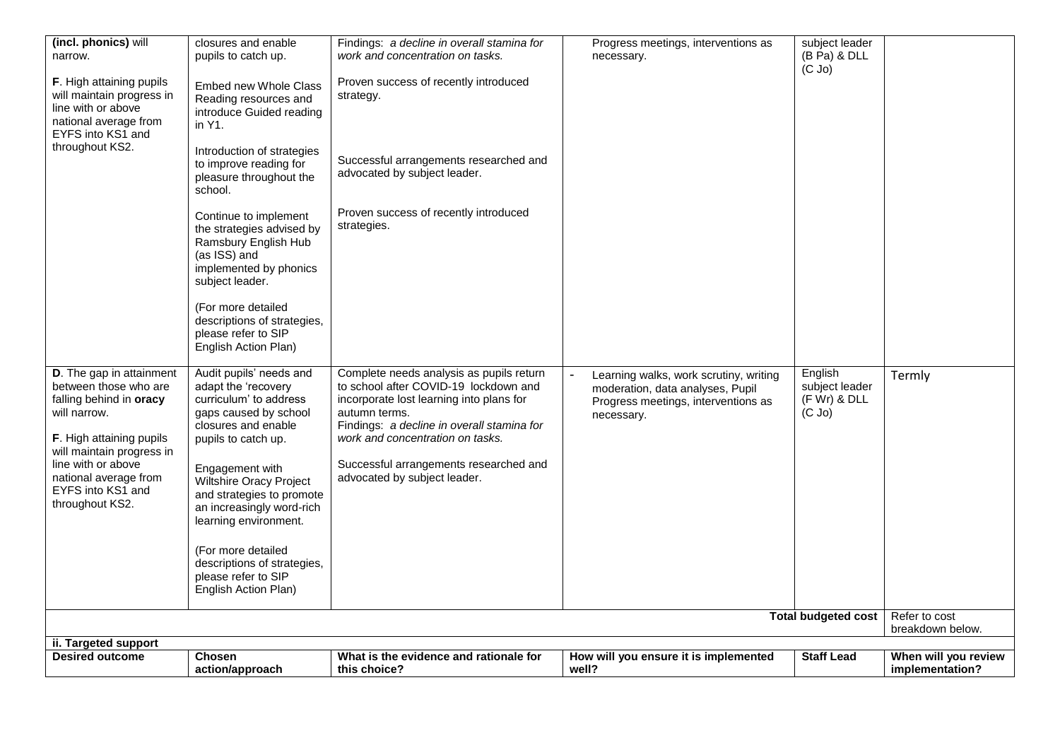| | | | | | |
|---|---|---|---|---|---|
| **(incl. phonics)** will narrow.<br><br>**F**. High attaining pupils will maintain progress in line with or above national average from EYFS into KS1 and throughout KS2. | closures and enable pupils to catch up.<br><br>Embed new Whole Class Reading resources and introduce Guided reading in Y1.<br><br>Introduction of strategies to improve reading for pleasure throughout the school.<br><br>Continue to implement the strategies advised by Ramsbury English Hub (as ISS) and implemented by phonics subject leader.<br><br>(For more detailed descriptions of strategies, please refer to SIP English Action Plan) | Findings: *a decline in overall stamina for work and concentration on tasks.*<br><br>Proven success of recently introduced strategy.<br><br>Successful arrangements researched and advocated by subject leader.<br><br>Proven success of recently introduced strategies. | Progress meetings, interventions as necessary. | subject leader (B Pa) & DLL (C Jo) | |
| **D**. The gap in attainment between those who are falling behind in **oracy** will narrow.<br><br>**F**. High attaining pupils will maintain progress in line with or above national average from EYFS into KS1 and throughout KS2. | Audit pupils' needs and adapt the 'recovery curriculum' to address gaps caused by school closures and enable pupils to catch up.<br><br>Engagement with Wiltshire Oracy Project and strategies to promote an increasingly word-rich learning environment.<br><br>(For more detailed descriptions of strategies, please refer to SIP English Action Plan) | Complete needs analysis as pupils return to school after COVID-19 lockdown and incorporate lost learning into plans for autumn terms.<br>Findings: *a decline in overall stamina for work and concentration on tasks.*<br><br>Successful arrangements researched and advocated by subject leader. | - Learning walks, work scrutiny, writing moderation, data analyses, Pupil Progress meetings, interventions as necessary. | English subject leader (F Wr) & DLL (C Jo) | Termly |
| | | | | **Total budgeted cost** | Refer to cost breakdown below. |
| **ii. Targeted support** | | | | | |
| **Desired outcome** | **Chosen action/approach** | **What is the evidence and rationale for this choice?** | **How will you ensure it is implemented well?** | **Staff Lead** | **When will you review implementation?** |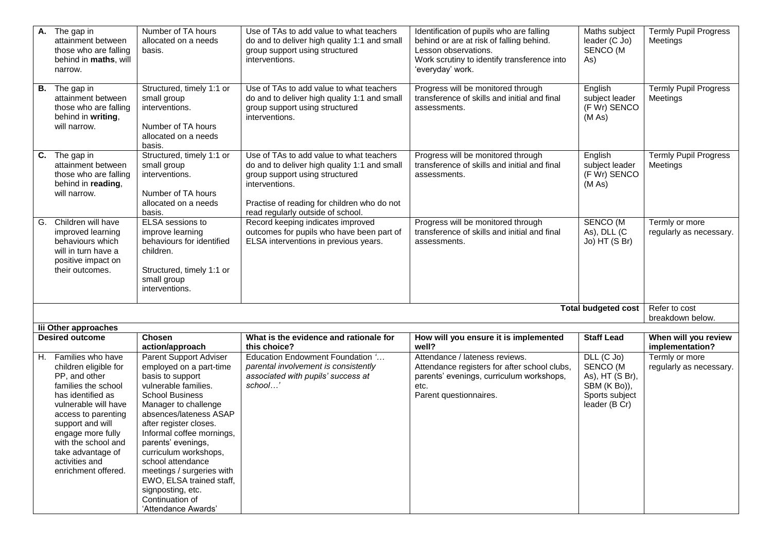| | | | | | |
|---|---|---|---|---|---|
| **A.** The gap in attainment between those who are falling behind in **maths**, will narrow. | Number of TA hours allocated on a needs basis. | Use of TAs to add value to what teachers do and to deliver high quality 1:1 and small group support using structured interventions. | Identification of pupils who are falling behind or are at risk of falling behind. Lesson observations. Work scrutiny to identify transference into 'everyday' work. | Maths subject leader (C Jo) SENCO (M As) | Termly Pupil Progress Meetings |
| **B.** The gap in attainment between those who are falling behind in **writing**, will narrow. | Structured, timely 1:1 or small group interventions. Number of TA hours allocated on a needs basis. | Use of TAs to add value to what teachers do and to deliver high quality 1:1 and small group support using structured interventions. | Progress will be monitored through transference of skills and initial and final assessments. | English subject leader (F Wr) SENCO (M As) | Termly Pupil Progress Meetings |
| **C.** The gap in attainment between those who are falling behind in **reading**, will narrow. | Structured, timely 1:1 or small group interventions. Number of TA hours allocated on a needs basis. | Use of TAs to add value to what teachers do and to deliver high quality 1:1 and small group support using structured interventions. Practise of reading for children who do not read regularly outside of school. | Progress will be monitored through transference of skills and initial and final assessments. | English subject leader (F Wr) SENCO (M As) | Termly Pupil Progress Meetings |
| G. Children will have improved learning behaviours which will in turn have a positive impact on their outcomes. | ELSA sessions to improve learning behaviours for identified children. Structured, timely 1:1 or small group interventions. | Record keeping indicates improved outcomes for pupils who have been part of ELSA interventions in previous years. | Progress will be monitored through transference of skills and initial and final assessments. | SENCO (M As), DLL (C Jo) HT (S Br) | Termly or more regularly as necessary. |
| | | | | **Total budgeted cost** | Refer to cost breakdown below. |

**Iii Other approaches**

| Desired outcome | Chosen action/approach | What is the evidence and rationale for this choice? | How will you ensure it is implemented well? | Staff Lead | When will you review implementation? |
|---|---|---|---|---|---|
| H. Families who have children eligible for PP, and other families the school has identified as vulnerable will have access to parenting support and will engage more fully with the school and take advantage of activities and enrichment offered. | Parent Support Adviser employed on a part-time basis to support vulnerable families. School Business Manager to challenge absences/lateness ASAP after register closes. Informal coffee mornings, parents' evenings, curriculum workshops, school attendance meetings / surgeries with EWO, ELSA trained staff, signposting, etc. Continuation of 'Attendance Awards' | Education Endowment Foundation *'… parental involvement is consistently associated with pupils' success at school…'* | Attendance / lateness reviews. Attendance registers for after school clubs, parents' evenings, curriculum workshops, etc. Parent questionnaires. | DLL (C Jo) SENCO (M As), HT (S Br), SBM (K Bo)), Sports subject leader (B Cr) | Termly or more regularly as necessary. |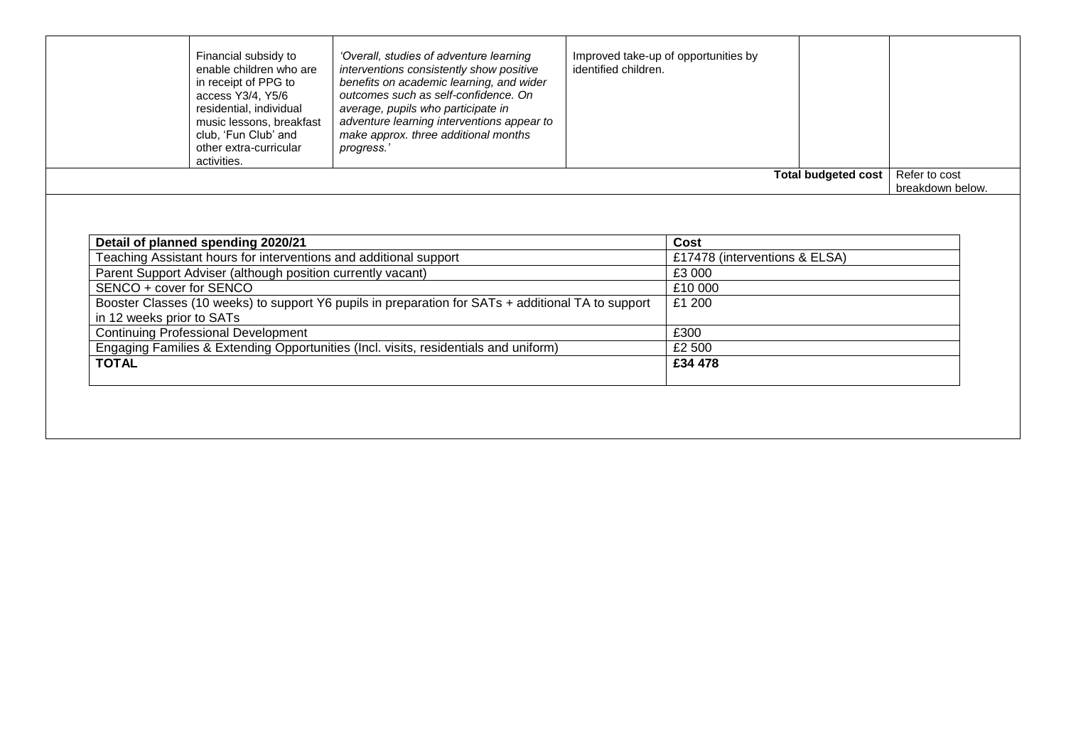|  | Financial subsidy to enable children who are in receipt of PPG to access Y3/4, Y5/6 residential, individual music lessons, breakfast club, 'Fun Club' and other extra-curricular activities. | *'Overall, studies of adventure learning interventions consistently show positive benefits on academic learning, and wider outcomes such as self-confidence. On average, pupils who participate in adventure learning interventions appear to make approx. three additional months progress.'* | Improved take-up of opportunities by identified children. |  |  |
|---|---|---|---|---|---|
|  |  |  |  | **Total budgeted cost** | Refer to cost breakdown below. |

| **Detail of planned spending 2020/21** | **Cost** |
|---|---|
| Teaching Assistant hours for interventions and additional support | £17478 (interventions & ELSA) |
| Parent Support Adviser (although position currently vacant) | £3 000 |
| SENCO + cover for SENCO | £10 000 |
| Booster Classes (10 weeks) to support Y6 pupils in preparation for SATs + additional TA to support in 12 weeks prior to SATs | £1 200 |
| Continuing Professional Development | £300 |
| Engaging Families & Extending Opportunities (Incl. visits, residentials and uniform) | £2 500 |
| **TOTAL** | **£34 478** |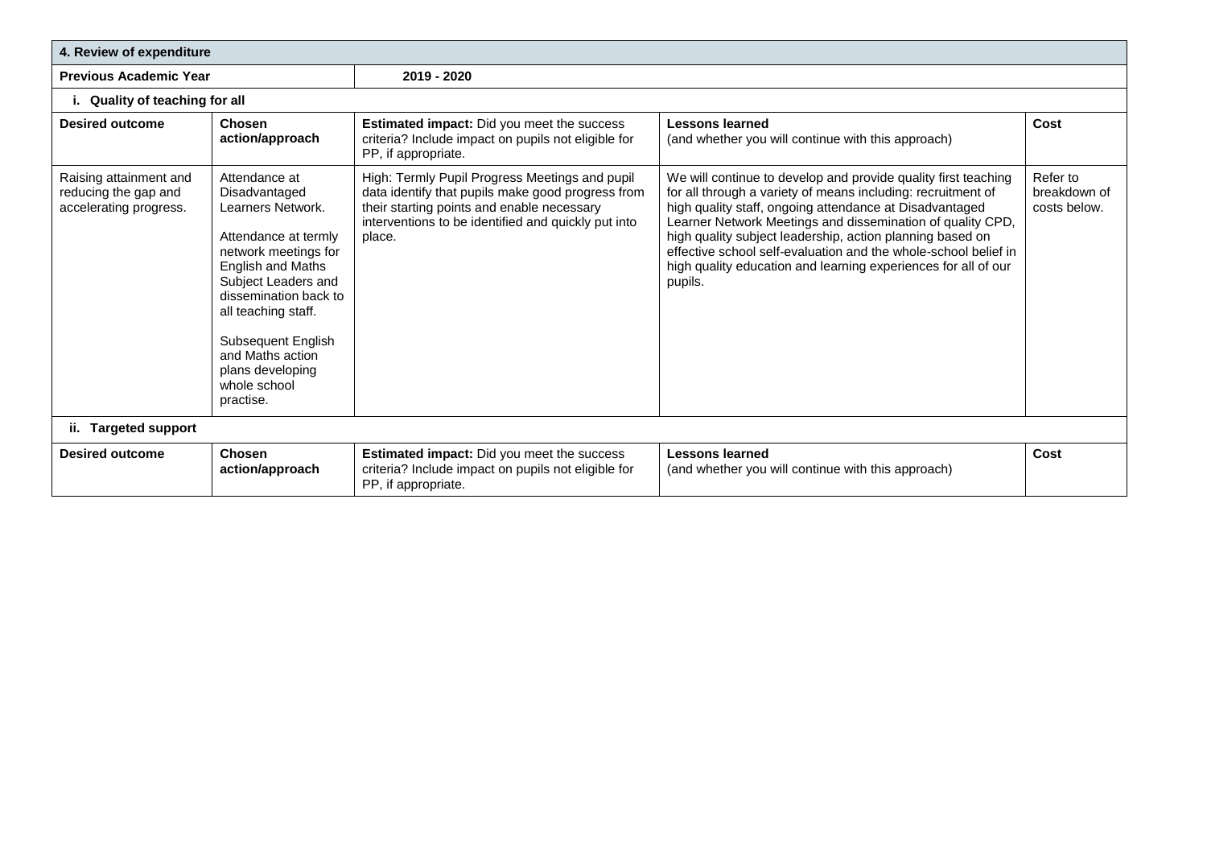| 4. Review of expenditure | | | | |
|---|---|---|---|---|
| **Previous Academic Year** | | **2019 - 2020** | | |
| **i. Quality of teaching for all** | | | | |
| **Desired outcome** | **Chosen action/approach** | **Estimated impact:** Did you meet the success criteria? Include impact on pupils not eligible for PP, if appropriate. | **Lessons learned** (and whether you will continue with this approach) | **Cost** |
| Raising attainment and reducing the gap and accelerating progress. | Attendance at Disadvantaged Learners Network.<br><br>Attendance at termly network meetings for English and Maths Subject Leaders and dissemination back to all teaching staff.<br><br>Subsequent English and Maths action plans developing whole school practise. | High: Termly Pupil Progress Meetings and pupil data identify that pupils make good progress from their starting points and enable necessary interventions to be identified and quickly put into place. | We will continue to develop and provide quality first teaching for all through a variety of means including: recruitment of high quality staff, ongoing attendance at Disadvantaged Learner Network Meetings and dissemination of quality CPD, high quality subject leadership, action planning based on effective school self-evaluation and the whole-school belief in high quality education and learning experiences for all of our pupils. | Refer to breakdown of costs below. |
| **ii. Targeted support** | | | | |
| **Desired outcome** | **Chosen action/approach** | **Estimated impact:** Did you meet the success criteria? Include impact on pupils not eligible for PP, if appropriate. | **Lessons learned** (and whether you will continue with this approach) | **Cost** |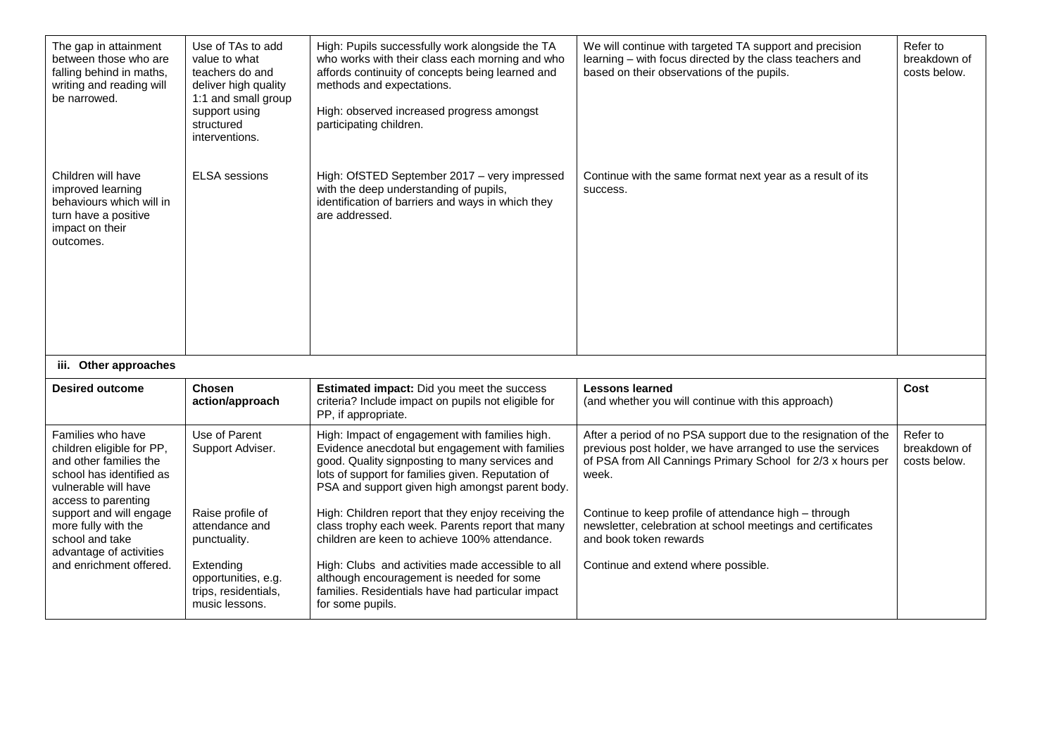| The gap in attainment between those who are falling behind in maths, writing and reading will be narrowed. | Use of TAs to add value to what teachers do and deliver high quality 1:1 and small group support using structured interventions. | High: Pupils successfully work alongside the TA who works with their class each morning and who affords continuity of concepts being learned and methods and expectations.<br><br>High: observed increased progress amongst participating children. | We will continue with targeted TA support and precision learning – with focus directed by the class teachers and based on their observations of the pupils. | Refer to breakdown of costs below. |
|---|---|---|---|---|
| Children will have improved learning behaviours which will in turn have a positive impact on their outcomes. | ELSA sessions | High: OfSTED September 2017 – very impressed with the deep understanding of pupils, identification of barriers and ways in which they are addressed. | Continue with the same format next year as a result of its success. | |

**iii. Other approaches**

| **Desired outcome** | **Chosen action/approach** | **Estimated impact:** Did you meet the success criteria? Include impact on pupils not eligible for PP, if appropriate. | **Lessons learned** (and whether you will continue with this approach) | **Cost** |
|---|---|---|---|---|
| Families who have children eligible for PP, and other families the school has identified as vulnerable will have access to parenting support and will engage more fully with the school and take advantage of activities and enrichment offered. | Use of Parent Support Adviser. | High: Impact of engagement with families high. Evidence anecdotal but engagement with families good. Quality signposting to many services and lots of support for families given. Reputation of PSA and support given high amongst parent body. | After a period of no PSA support due to the resignation of the previous post holder, we have arranged to use the services of PSA from All Cannings Primary School for 2/3 x hours per week. | Refer to breakdown of costs below. |
| | Raise profile of attendance and punctuality. | High: Children report that they enjoy receiving the class trophy each week. Parents report that many children are keen to achieve 100% attendance. | Continue to keep profile of attendance high – through newsletter, celebration at school meetings and certificates and book token rewards | |
| | Extending opportunities, e.g. trips, residentials, music lessons. | High: Clubs and activities made accessible to all although encouragement is needed for some families. Residentials have had particular impact for some pupils. | Continue and extend where possible. | |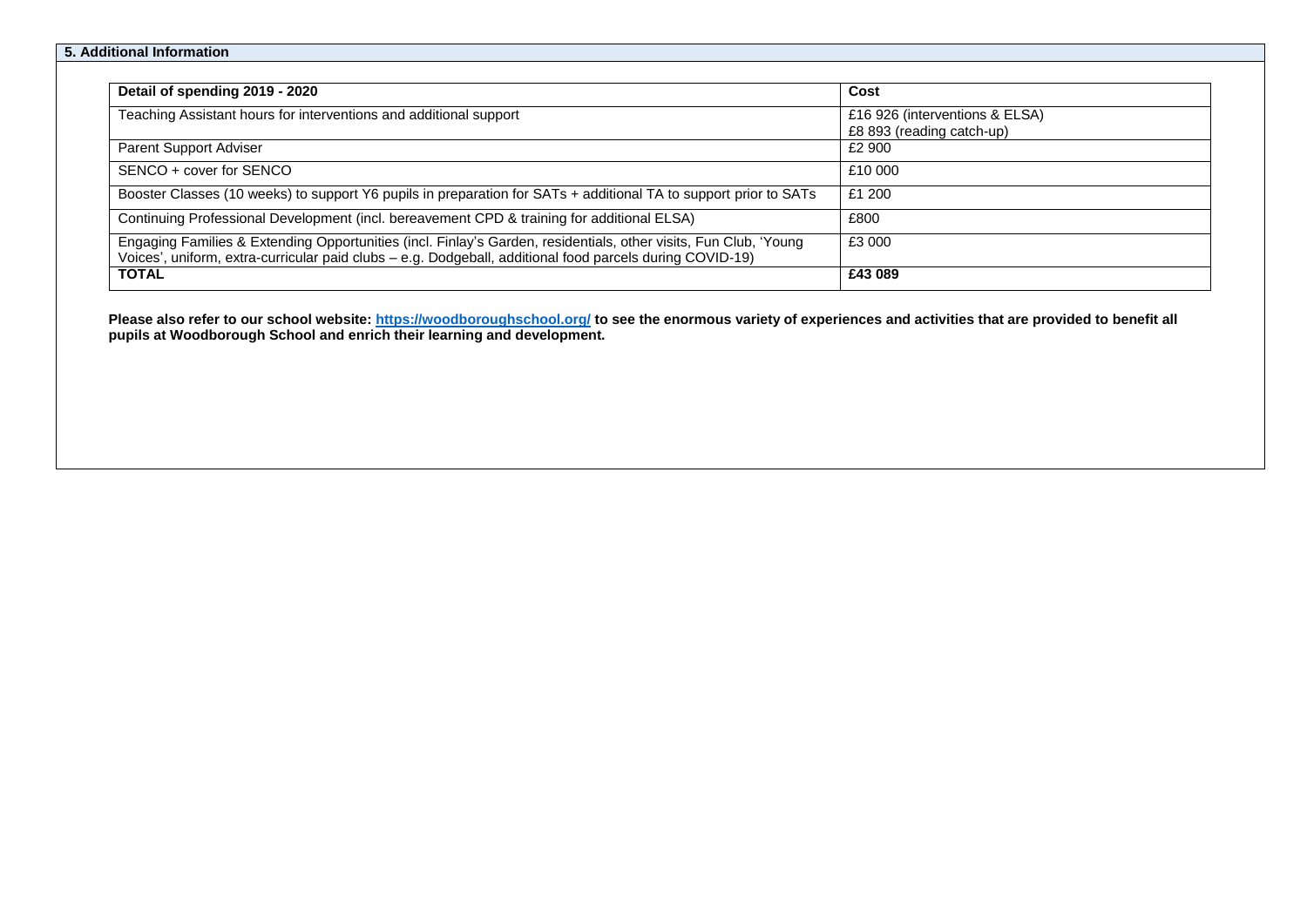## 5. Additional Information

| Detail of spending 2019 - 2020 | Cost |
|---|---|
| Teaching Assistant hours for interventions and additional support | £16 926 (interventions & ELSA)<br>£8 893 (reading catch-up) |
| Parent Support Adviser | £2 900 |
| SENCO + cover for SENCO | £10 000 |
| Booster Classes (10 weeks) to support Y6 pupils in preparation for SATs + additional TA to support prior to SATs | £1 200 |
| Continuing Professional Development (incl. bereavement CPD & training for additional ELSA) | £800 |
| Engaging Families & Extending Opportunities (incl. Finlay's Garden, residentials, other visits, Fun Club, 'Young Voices', uniform, extra-curricular paid clubs – e.g. Dodgeball, additional food parcels during COVID-19) | £3 000 |
| **TOTAL** | **£43 089** |

**Please also refer to our school website: [https://woodboroughschool.org/](https://woodboroughschool.org/) to see the enormous variety of experiences and activities that are provided to benefit all pupils at Woodborough School and enrich their learning and development.**